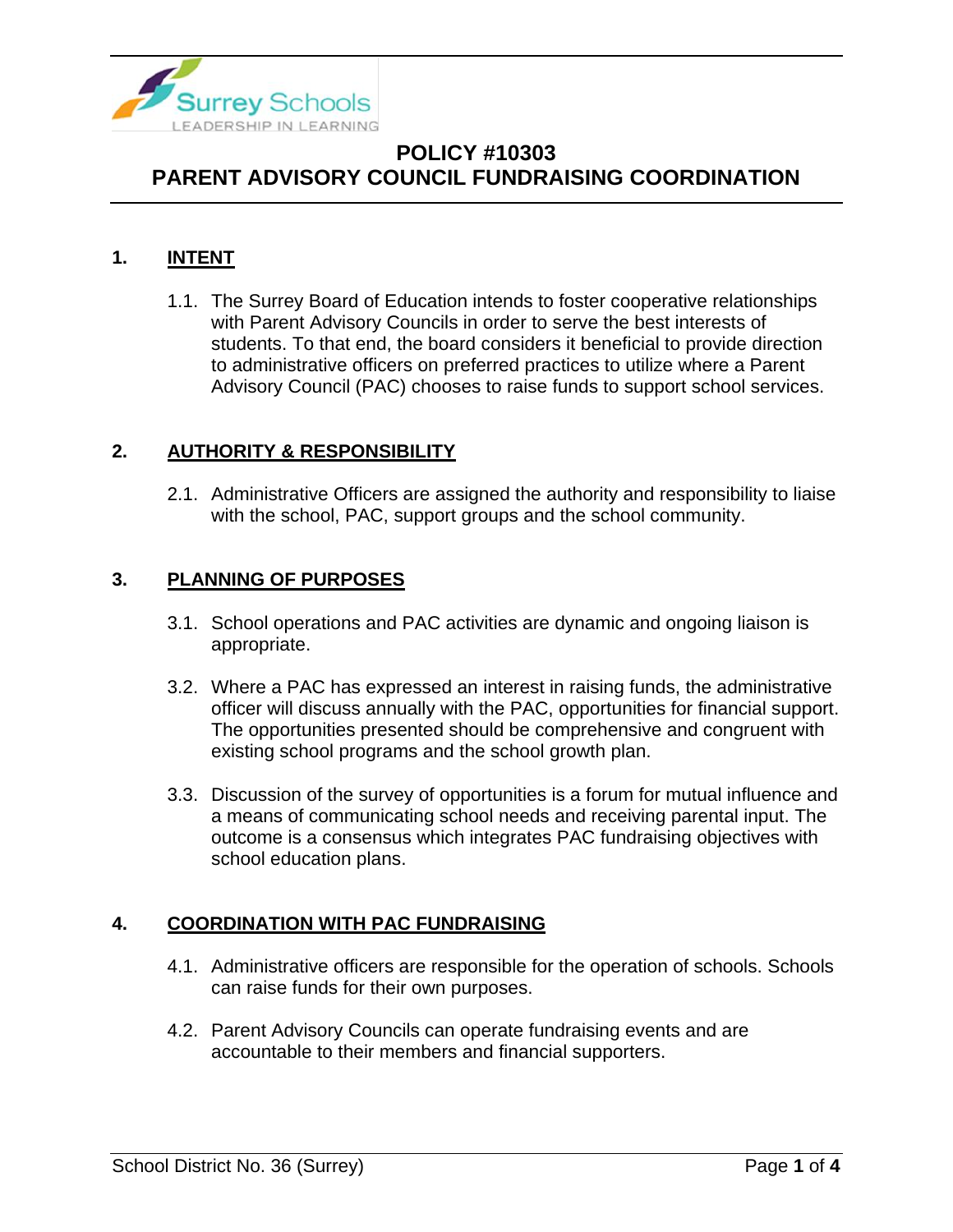# POLICY #10303
# PARENT ADVISORY COUNCIL FUNDRAISING COORDINATION

## 1. INTENT

1.1. The Surrey Board of Education intends to foster cooperative relationships with Parent Advisory Councils in order to serve the best interests of students. To that end, the board considers it beneficial to provide direction to administrative officers on preferred practices to utilize where a Parent Advisory Council (PAC) chooses to raise funds to support school services.

## 2. AUTHORITY & RESPONSIBILITY

2.1. Administrative Officers are assigned the authority and responsibility to liaise with the school, PAC, support groups and the school community.

## 3. PLANNING OF PURPOSES

3.1. School operations and PAC activities are dynamic and ongoing liaison is appropriate.

3.2. Where a PAC has expressed an interest in raising funds, the administrative officer will discuss annually with the PAC, opportunities for financial support. The opportunities presented should be comprehensive and congruent with existing school programs and the school growth plan.

3.3. Discussion of the survey of opportunities is a forum for mutual influence and a means of communicating school needs and receiving parental input. The outcome is a consensus which integrates PAC fundraising objectives with school education plans.

## 4. COORDINATION WITH PAC FUNDRAISING

4.1. Administrative officers are responsible for the operation of schools. Schools can raise funds for their own purposes.

4.2. Parent Advisory Councils can operate fundraising events and are accountable to their members and financial supporters.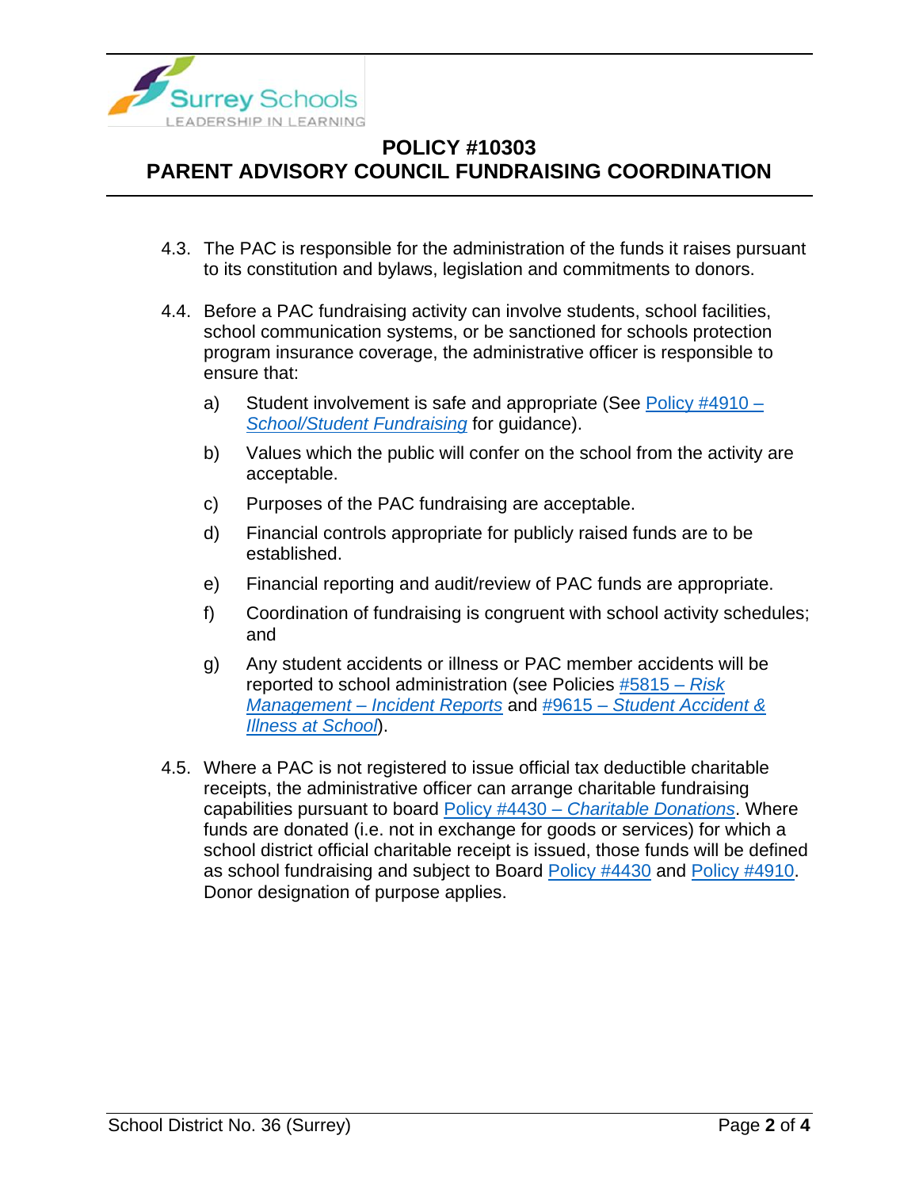4.3. The PAC is responsible for the administration of the funds it raises pursuant to its constitution and bylaws, legislation and commitments to donors.

4.4. Before a PAC fundraising activity can involve students, school facilities, school communication systems, or be sanctioned for schools protection program insurance coverage, the administrative officer is responsible to ensure that:

   a) Student involvement is safe and appropriate (See Policy #4910 – *School/Student Fundraising* for guidance).

   b) Values which the public will confer on the school from the activity are acceptable.

   c) Purposes of the PAC fundraising are acceptable.

   d) Financial controls appropriate for publicly raised funds are to be established.

   e) Financial reporting and audit/review of PAC funds are appropriate.

   f) Coordination of fundraising is congruent with school activity schedules; and

   g) Any student accidents or illness or PAC member accidents will be reported to school administration (see Policies #5815 – *Risk Management – Incident Reports* and #9615 – *Student Accident & Illness at School*).

4.5. Where a PAC is not registered to issue official tax deductible charitable receipts, the administrative officer can arrange charitable fundraising capabilities pursuant to board Policy #4430 – *Charitable Donations*. Where funds are donated (i.e. not in exchange for goods or services) for which a school district official charitable receipt is issued, those funds will be defined as school fundraising and subject to Board Policy #4430 and Policy #4910. Donor designation of purpose applies.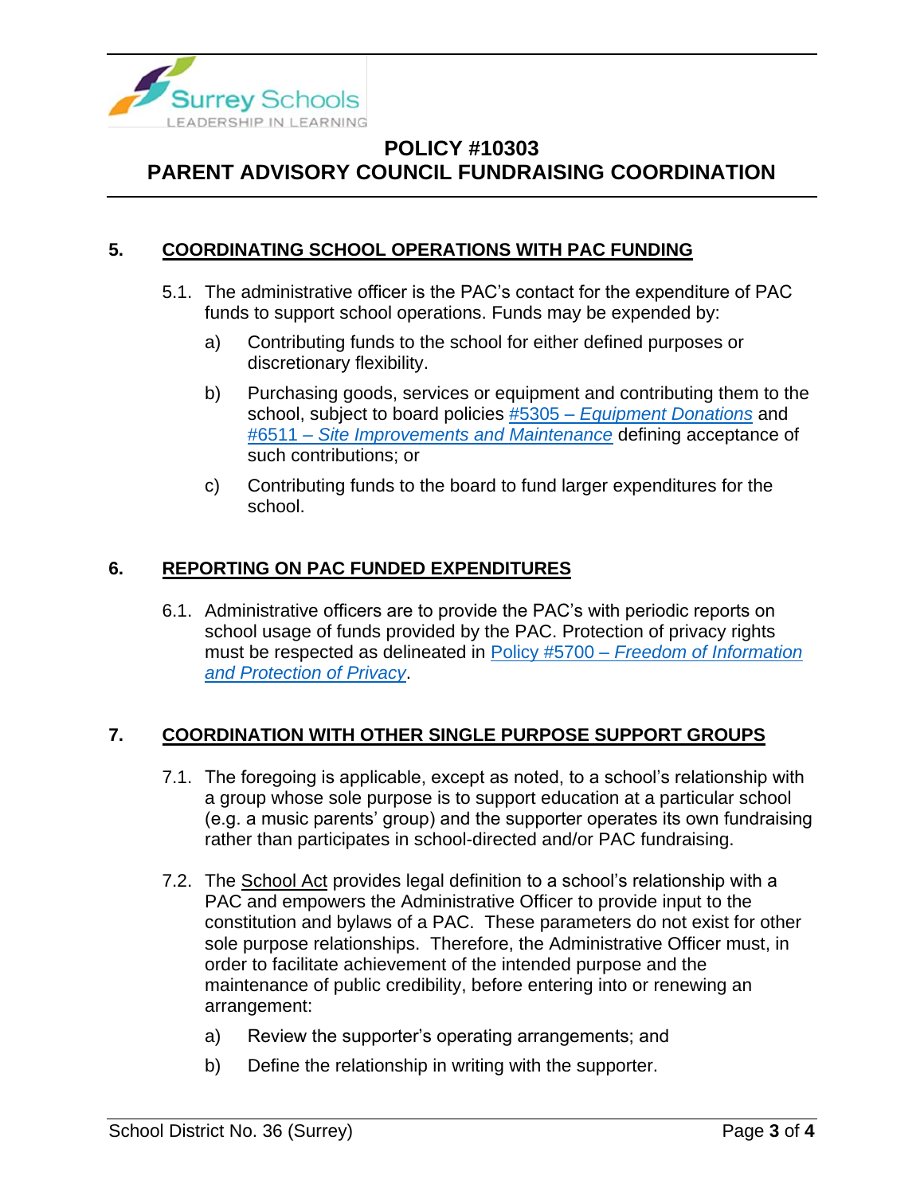## 5. COORDINATING SCHOOL OPERATIONS WITH PAC FUNDING

5.1. The administrative officer is the PAC's contact for the expenditure of PAC funds to support school operations. Funds may be expended by:

a) Contributing funds to the school for either defined purposes or discretionary flexibility.

b) Purchasing goods, services or equipment and contributing them to the school, subject to board policies #5305 – *Equipment Donations* and #6511 – *Site Improvements and Maintenance* defining acceptance of such contributions; or

c) Contributing funds to the board to fund larger expenditures for the school.

## 6. REPORTING ON PAC FUNDED EXPENDITURES

6.1. Administrative officers are to provide the PAC's with periodic reports on school usage of funds provided by the PAC. Protection of privacy rights must be respected as delineated in Policy #5700 – *Freedom of Information and Protection of Privacy*.

## 7. COORDINATION WITH OTHER SINGLE PURPOSE SUPPORT GROUPS

7.1. The foregoing is applicable, except as noted, to a school's relationship with a group whose sole purpose is to support education at a particular school (e.g. a music parents' group) and the supporter operates its own fundraising rather than participates in school-directed and/or PAC fundraising.

7.2. The School Act provides legal definition to a school's relationship with a PAC and empowers the Administrative Officer to provide input to the constitution and bylaws of a PAC. These parameters do not exist for other sole purpose relationships. Therefore, the Administrative Officer must, in order to facilitate achievement of the intended purpose and the maintenance of public credibility, before entering into or renewing an arrangement:

a) Review the supporter's operating arrangements; and

b) Define the relationship in writing with the supporter.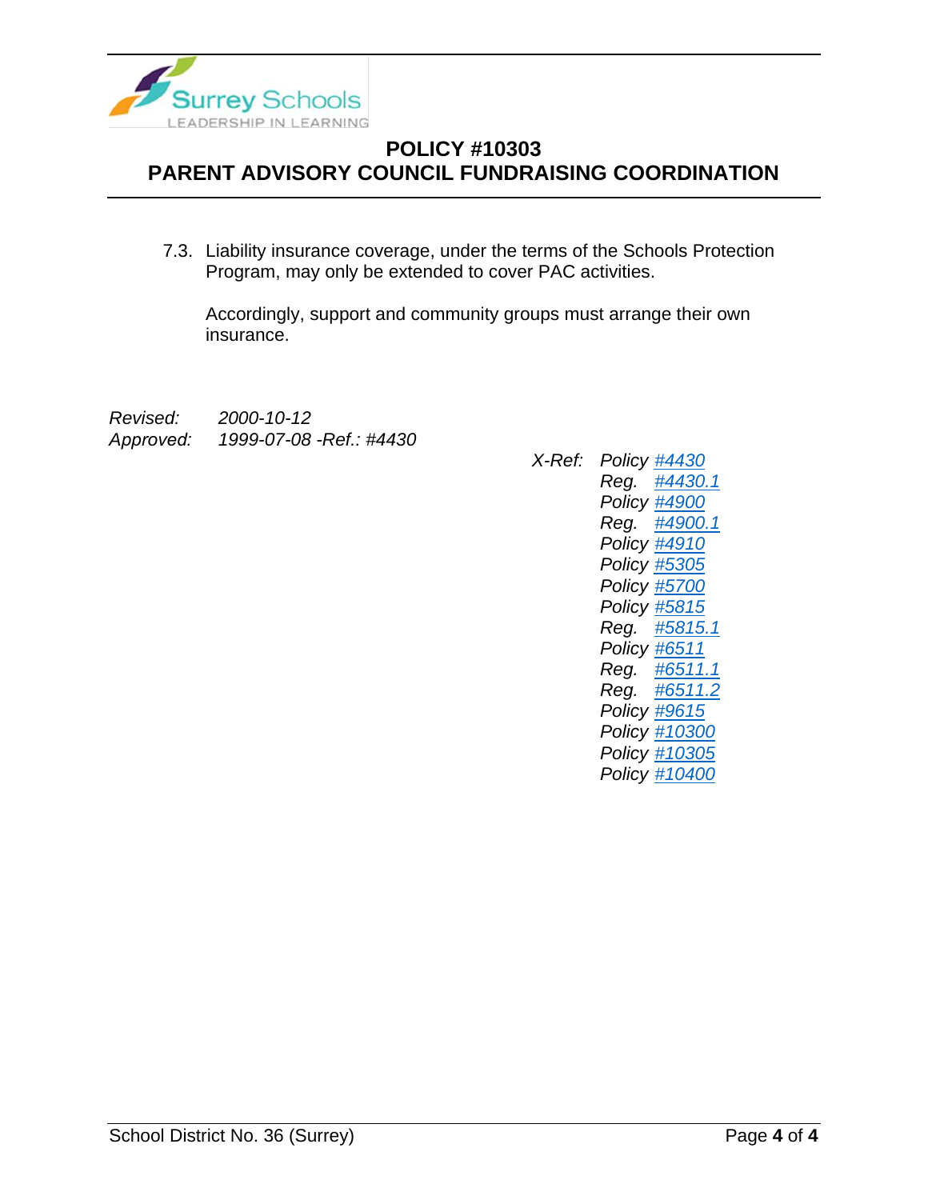7.3. Liability insurance coverage, under the terms of the Schools Protection Program, may only be extended to cover PAC activities.

Accordingly, support and community groups must arrange their own insurance.

*Revised: 2000-10-12*
*Approved: 1999-07-08 -Ref.: #4430*

*X-Ref:*
*Policy #4430*
*Reg. #4430.1*
*Policy #4900*
*Reg. #4900.1*
*Policy #4910*
*Policy #5305*
*Policy #5700*
*Policy #5815*
*Reg. #5815.1*
*Policy #6511*
*Reg. #6511.1*
*Reg. #6511.2*
*Policy #9615*
*Policy #10300*
*Policy #10305*
*Policy #10400*